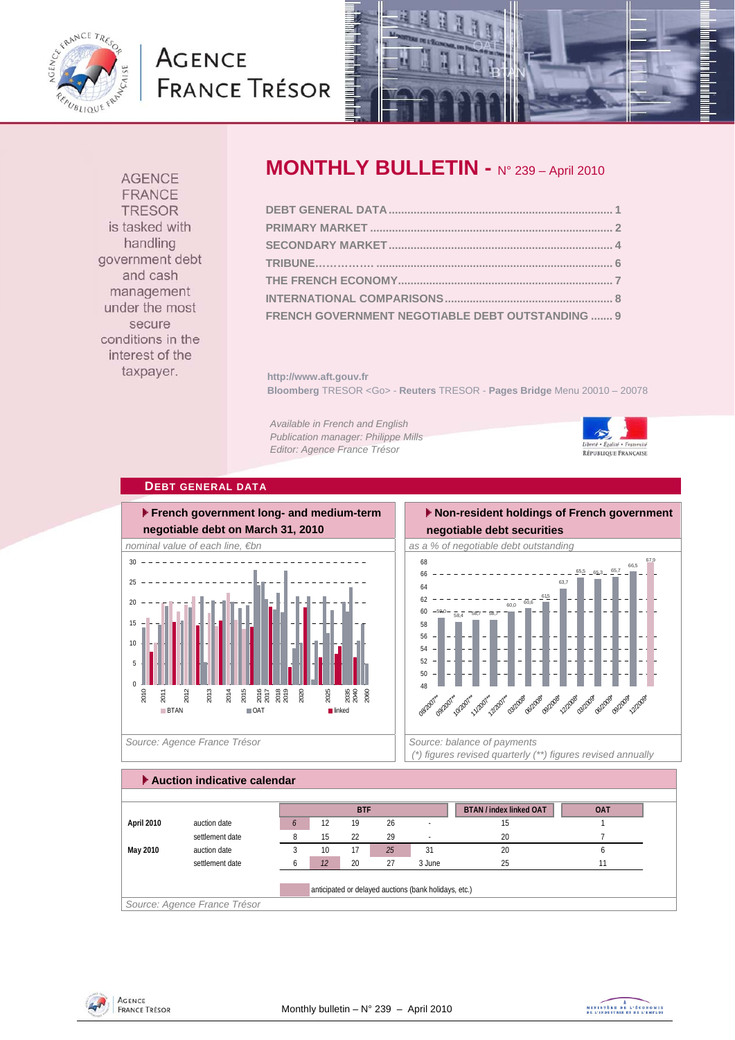# AGENCE FRANCE TRÉSOR

AGENCE FRANCE TRESOR is tasked with handling government debt and cash management under the most secure conditions in the interest of the taxpayer.

# MONTHLY BULLETIN - N° 239 – April 2010

- DEBT GENERAL DATA ........ 1
- PRIMARY MARKET ........ 2
- SECONDARY MARKET ........ 4
- TRIBUNE ........ 6
- THE FRENCH ECONOMY ........ 7
- INTERNATIONAL COMPARISONS ........ 8
- FRENCH GOVERNMENT NEGOTIABLE DEBT OUTSTANDING ........ 9

http://www.aft.gouv.fr
**Bloomberg** TRESOR <Go> - **Reuters** TRESOR - **Pages Bridge** Menu 20010 – 20078

*Available in French and English*
*Publication manager: Philippe Mills*
*Editor: Agence France Trésor*

## DEBT GENERAL DATA

### French government long- and medium-term negotiable debt on March 31, 2010

*nominal value of each line, €bn*

*Source: Agence France Trésor*

### Non-resident holdings of French government negotiable debt securities

*as a % of negotiable debt outstanding*

| Period | % |
|---|---|
| 09/2007** | 59,0 |
| 09/2007** | 58,4 |
| 10/2007** | 58,7 |
| 11/2007** | 58,7 |
| 12/2007** | 60,0 |
| 03/2008* | 60,6 |
| 06/2008* | 61,5 |
| 09/2008* | 63,7 |
| 12/2008* | 65,5 |
| 03/2009* | 65,3 |
| 06/2009* | 65,7 |
| 09/2009* | 66,5 |
| 12/2009* | 67,9 |

*Source: balance of payments*
*(\*) figures revised quarterly (\*\*) figures revised annually*

### Auction indicative calendar

| | | BTF | | | | | BTAN / index linked OAT | OAT |
|---|---|---|---|---|---|---|---|---|
| **April 2010** | auction date | *6* | 12 | 19 | 26 | - | 15 | 1 |
| | settlement date | 8 | 15 | 22 | 29 | - | 20 | 7 |
| **May 2010** | auction date | 3 | 10 | 17 | *25* | 31 | 20 | 6 |
| | settlement date | 6 | *12* | 20 | 27 | 3 June | 25 | 11 |

Shaded (italic): anticipated or delayed auctions (bank holidays, etc.)

*Source: Agence France Trésor*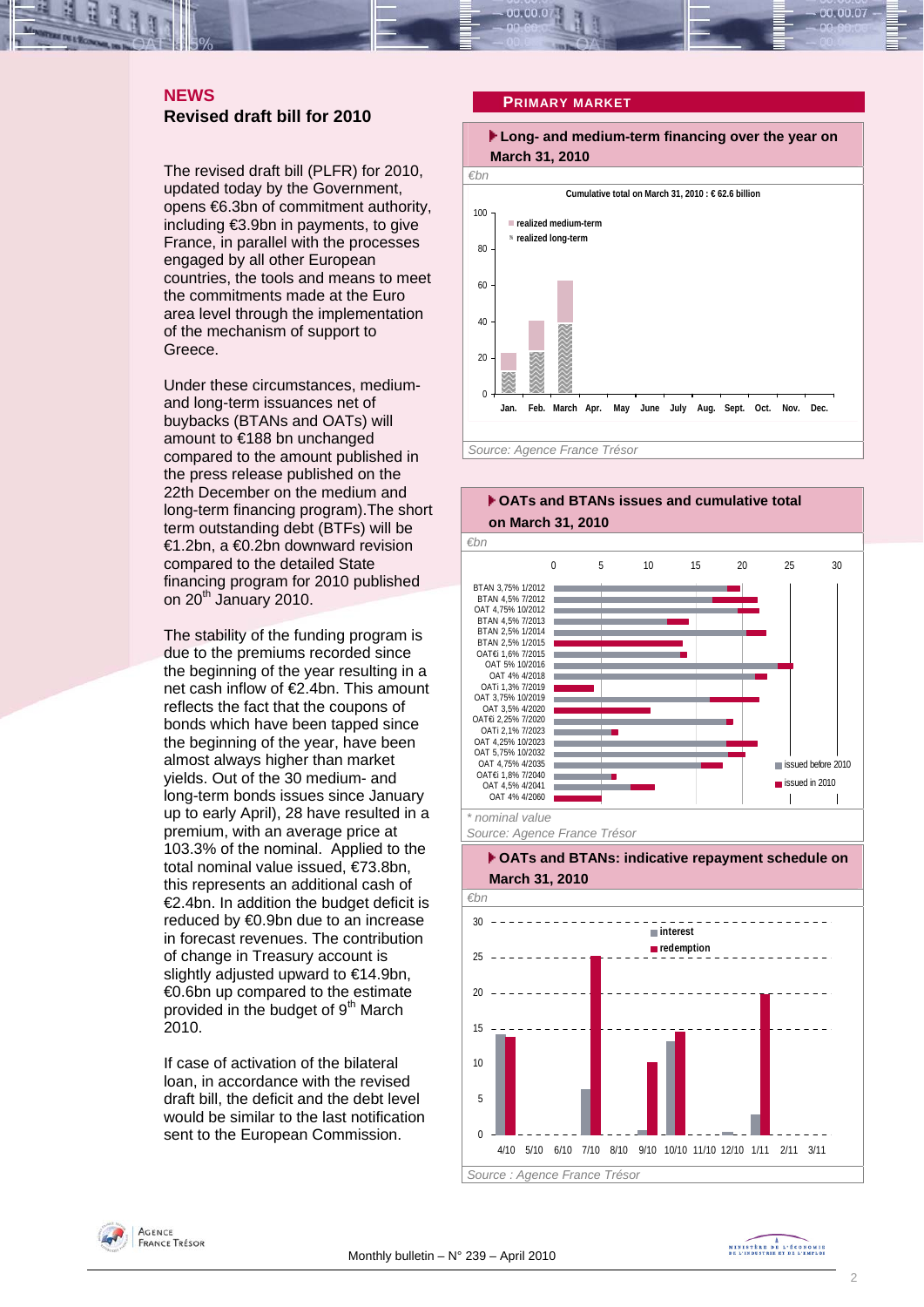## NEWS

### Revised draft bill for 2010

The revised draft bill (PLFR) for 2010, updated today by the Government, opens €6.3bn of commitment authority, including €3.9bn in payments, to give France, in parallel with the processes engaged by all other European countries, the tools and means to meet the commitments made at the Euro area level through the implementation of the mechanism of support to Greece.

Under these circumstances, medium- and long-term issuances net of buybacks (BTANs and OATs) will amount to €188 bn unchanged compared to the amount published in the press release published on the 22th December on the medium and long-term financing program.The short term outstanding debt (BTFs) will be €1.2bn, a €0.2bn downward revision compared to the detailed State financing program for 2010 published on 20th January 2010.

The stability of the funding program is due to the premiums recorded since the beginning of the year resulting in a net cash inflow of €2.4bn. This amount reflects the fact that the coupons of bonds which have been tapped since the beginning of the year, have been almost always higher than market yields. Out of the 30 medium- and long-term bonds issues since January up to early April), 28 have resulted in a premium, with an average price at 103.3% of the nominal. Applied to the total nominal value issued, €73.8bn, this represents an additional cash of €2.4bn. In addition the budget deficit is reduced by €0.9bn due to an increase in forecast revenues. The contribution of change in Treasury account is slightly adjusted upward to €14.9bn, €0.6bn up compared to the estimate provided in the budget of 9th March 2010.

If case of activation of the bilateral loan, in accordance with the revised draft bill, the deficit and the debt level would be similar to the last notification sent to the European Commission.

## PRIMARY MARKET

**Long- and medium-term financing over the year on March 31, 2010**

*€bn*

Cumulative total on March 31, 2010 : € 62.6 billion

Source: Agence France Trésor

**OATs and BTANs issues and cumulative total on March 31, 2010**

*€bn*

\* nominal value

Source: Agence France Trésor

**OATs and BTANs: indicative repayment schedule on March 31, 2010**

*€bn*

Source : Agence France Trésor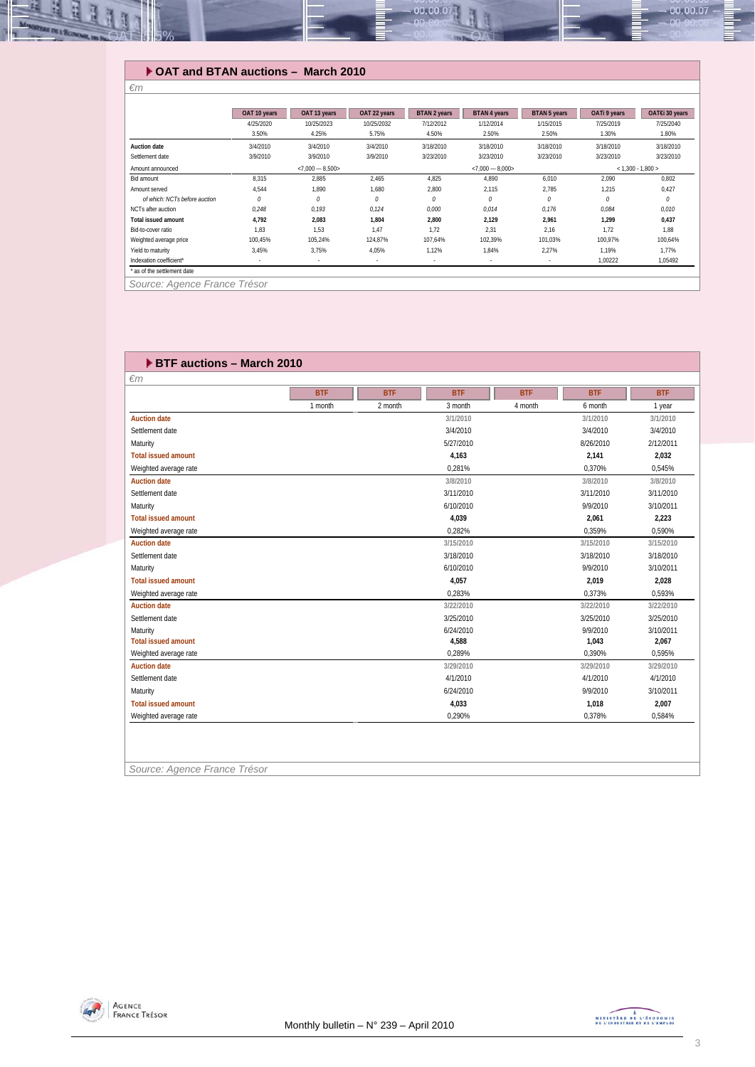## OAT and BTAN auctions – March 2010

*€m*

| | OAT 10 years | OAT 13 years | OAT 22 years | BTAN 2 years | BTAN 4 years | BTAN 5 years | OATi 9 years | OAT€i 30 years |
|---|---|---|---|---|---|---|---|---|
| | 4/25/2020 | 10/25/2023 | 10/25/2032 | 7/12/2012 | 1/12/2014 | 1/15/2015 | 7/25/2019 | 7/25/2040 |
| | 3.50% | 4.25% | 5.75% | 4.50% | 2.50% | 2.50% | 1.30% | 1.80% |
| **Auction date** | 3/4/2010 | 3/4/2010 | 3/4/2010 | 3/18/2010 | 3/18/2010 | 3/18/2010 | 3/18/2010 | 3/18/2010 |
| Settlement date | 3/9/2010 | 3/9/2010 | 3/9/2010 | 3/23/2010 | 3/23/2010 | 3/23/2010 | 3/23/2010 | 3/23/2010 |
| Amount announced | | <7,000 --- 8,500> | | | <7,000 --- 8,000> | | < 1,300 - 1,800 > | |
| Bid amount | 8,315 | 2,885 | 2,465 | 4,825 | 4,890 | 6,010 | 2,090 | 0,802 |
| Amount served | 4,544 | 1,890 | 1,680 | 2,800 | 2,115 | 2,785 | 1,215 | 0,427 |
| *of which: NCTs before auction* | *0* | *0* | *0* | *0* | *0* | *0* | *0* | *0* |
| NCTs after auction | *0,248* | *0,193* | *0,124* | *0,000* | *0,014* | *0,176* | *0,084* | *0,010* |
| **Total issued amount** | **4,792** | **2,083** | **1,804** | **2,800** | **2,129** | **2,961** | **1,299** | **0,437** |
| Bid-to-cover ratio | 1,83 | 1,53 | 1,47 | 1,72 | 2,31 | 2,16 | 1,72 | 1,88 |
| Weighted average price | 100,45% | 105,24% | 124,87% | 107,64% | 102,39% | 101,03% | 100,97% | 100,64% |
| Yield to maturity | 3,45% | 3,75% | 4,05% | 1,12% | 1,84% | 2,27% | 1,19% | 1,77% |
| Indexation coefficient* | - | - | - | - | - | - | 1,00222 | 1,05492 |

* as of the settlement date

*Source: Agence France Trésor*

## BTF auctions – March 2010

*€m*

| | BTF | BTF | BTF | BTF | BTF | BTF |
|---|---|---|---|---|---|---|
| | 1 month | 2 month | 3 month | 4 month | 6 month | 1 year |
| **Auction date** | | | 3/1/2010 | | 3/1/2010 | 3/1/2010 |
| Settlement date | | | 3/4/2010 | | 3/4/2010 | 3/4/2010 |
| Maturity | | | 5/27/2010 | | 8/26/2010 | 2/12/2011 |
| **Total issued amount** | | | **4,163** | | **2,141** | **2,032** |
| Weighted average rate | | | 0,281% | | 0,370% | 0,545% |
| **Auction date** | | | 3/8/2010 | | 3/8/2010 | 3/8/2010 |
| Settlement date | | | 3/11/2010 | | 3/11/2010 | 3/11/2010 |
| Maturity | | | 6/10/2010 | | 9/9/2010 | 3/10/2011 |
| **Total issued amount** | | | **4,039** | | **2,061** | **2,223** |
| Weighted average rate | | | 0,282% | | 0,359% | 0,590% |
| **Auction date** | | | 3/15/2010 | | 3/15/2010 | 3/15/2010 |
| Settlement date | | | 3/18/2010 | | 3/18/2010 | 3/18/2010 |
| Maturity | | | 6/10/2010 | | 9/9/2010 | 3/10/2011 |
| **Total issued amount** | | | **4,057** | | **2,019** | **2,028** |
| Weighted average rate | | | 0,283% | | 0,373% | 0,593% |
| **Auction date** | | | 3/22/2010 | | 3/22/2010 | 3/22/2010 |
| Settlement date | | | 3/25/2010 | | 3/25/2010 | 3/25/2010 |
| Maturity | | | 6/24/2010 | | 9/9/2010 | 3/10/2011 |
| **Total issued amount** | | | **4,588** | | **1,043** | **2,067** |
| Weighted average rate | | | 0,289% | | 0,390% | 0,595% |
| **Auction date** | | | 3/29/2010 | | 3/29/2010 | 3/29/2010 |
| Settlement date | | | 4/1/2010 | | 4/1/2010 | 4/1/2010 |
| Maturity | | | 6/24/2010 | | 9/9/2010 | 3/10/2011 |
| **Total issued amount** | | | **4,033** | | **1,018** | **2,007** |
| Weighted average rate | | | 0,290% | | 0,378% | 0,584% |

*Source: Agence France Trésor*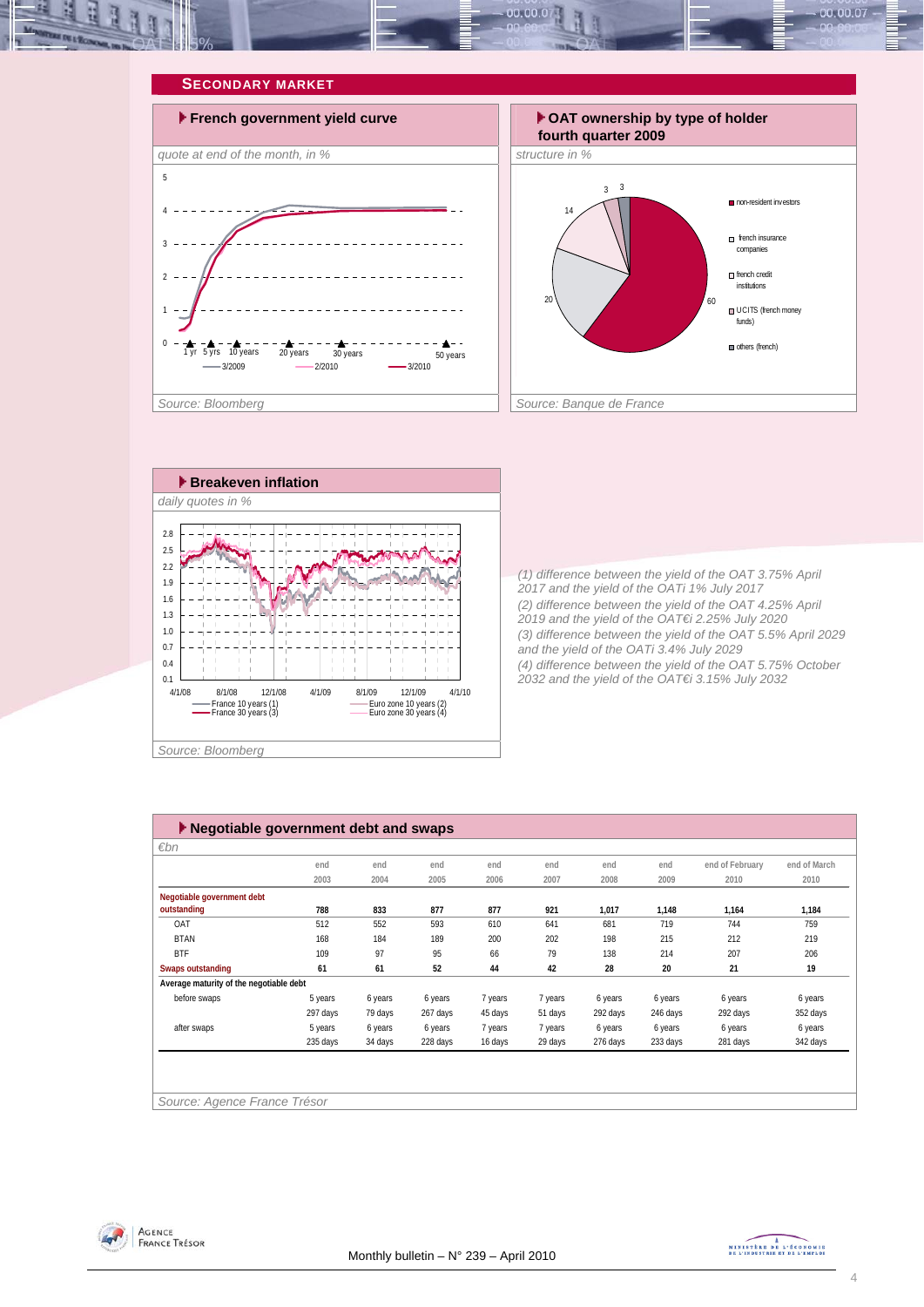## Secondary market

### French government yield curve

*quote at end of the month, in %*

5
4
3
2
1
0

1 yr 5 yrs 10 years 20 years 30 years 50 years

3/2009 2/2010 3/2010

*Source: Bloomberg*

### OAT ownership by type of holder fourth quarter 2009

*structure in %*

60 20 14 3 3

- non-resident investors
- french insurance companies
- french credit institutions
- UCITS (french money funds)
- others (french)

*Source: Banque de France*

### Breakeven inflation

*daily quotes in %*

2.8
2.5
2.2
1.9
1.6
1.3
1.0
0.7
0.4
0.1

4/1/08 8/1/08 12/1/08 4/1/09 8/1/09 12/1/09 4/1/10

France 10 years (1)
France 30 years (3)
Euro zone 10 years (2)
Euro zone 30 years (4)

*Source: Bloomberg*

*(1) difference between the yield of the OAT 3.75% April 2017 and the yield of the OATi 1% July 2017*
*(2) difference between the yield of the OAT 4.25% April 2019 and the yield of the OAT€i 2.25% July 2020*
*(3) difference between the yield of the OAT 5.5% April 2029 and the yield of the OATi 3.4% July 2029*
*(4) difference between the yield of the OAT 5.75% October 2032 and the yield of the OAT€i 3.15% July 2032*

### Negotiable government debt and swaps

*€bn*

| | end 2003 | end 2004 | end 2005 | end 2006 | end 2007 | end 2008 | end 2009 | end of February 2010 | end of March 2010 |
|---|---|---|---|---|---|---|---|---|---|
| **Negotiable government debt outstanding** | **788** | **833** | **877** | **877** | **921** | **1,017** | **1,148** | **1,164** | **1,184** |
| OAT | 512 | 552 | 593 | 610 | 641 | 681 | 719 | 744 | 759 |
| BTAN | 168 | 184 | 189 | 200 | 202 | 198 | 215 | 212 | 219 |
| BTF | 109 | 97 | 95 | 66 | 79 | 138 | 214 | 207 | 206 |
| **Swaps outstanding** | **61** | **61** | **52** | **44** | **42** | **28** | **20** | **21** | **19** |
| **Average maturity of the negotiable debt** | | | | | | | | | |
| before swaps | 5 years | 6 years | 6 years | 7 years | 7 years | 6 years | 6 years | 6 years | 6 years |
| | 297 days | 79 days | 267 days | 45 days | 51 days | 292 days | 246 days | 292 days | 352 days |
| after swaps | 5 years | 6 years | 6 years | 7 years | 7 years | 6 years | 6 years | 6 years | 6 years |
| | 235 days | 34 days | 228 days | 16 days | 29 days | 276 days | 233 days | 281 days | 342 days |

*Source: Agence France Trésor*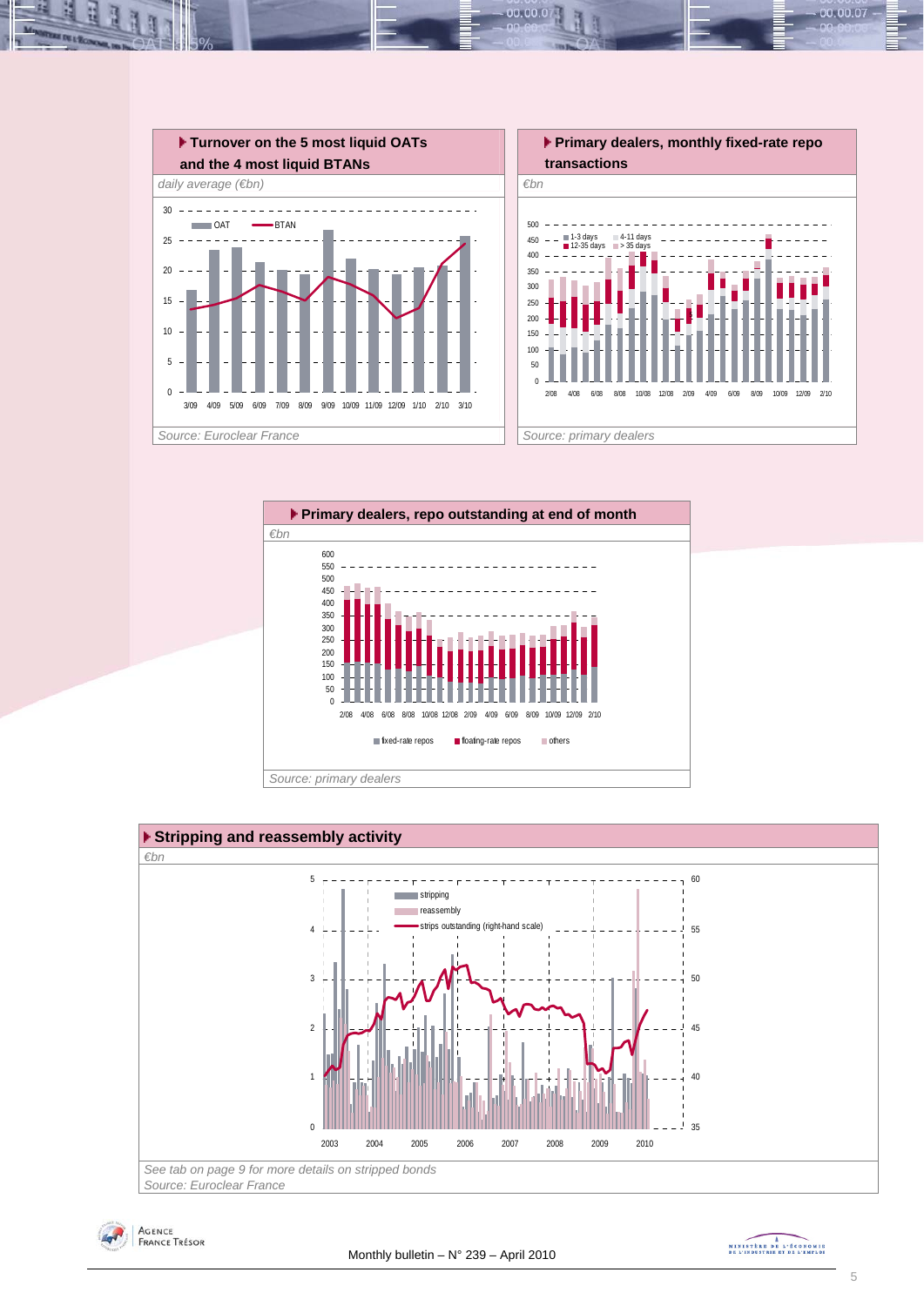## Turnover on the 5 most liquid OATs and the 4 most liquid BTANs

*daily average (€bn)*

Source: Euroclear France

## Primary dealers, monthly fixed-rate repo transactions

*€bn*

Source: primary dealers

## Primary dealers, repo outstanding at end of month

*€bn*

Source: primary dealers

## Stripping and reassembly activity

*€bn*

*See tab on page 9 for more details on stripped bonds*

*Source: Euroclear France*

Monthly bulletin – N° 239 – April 2010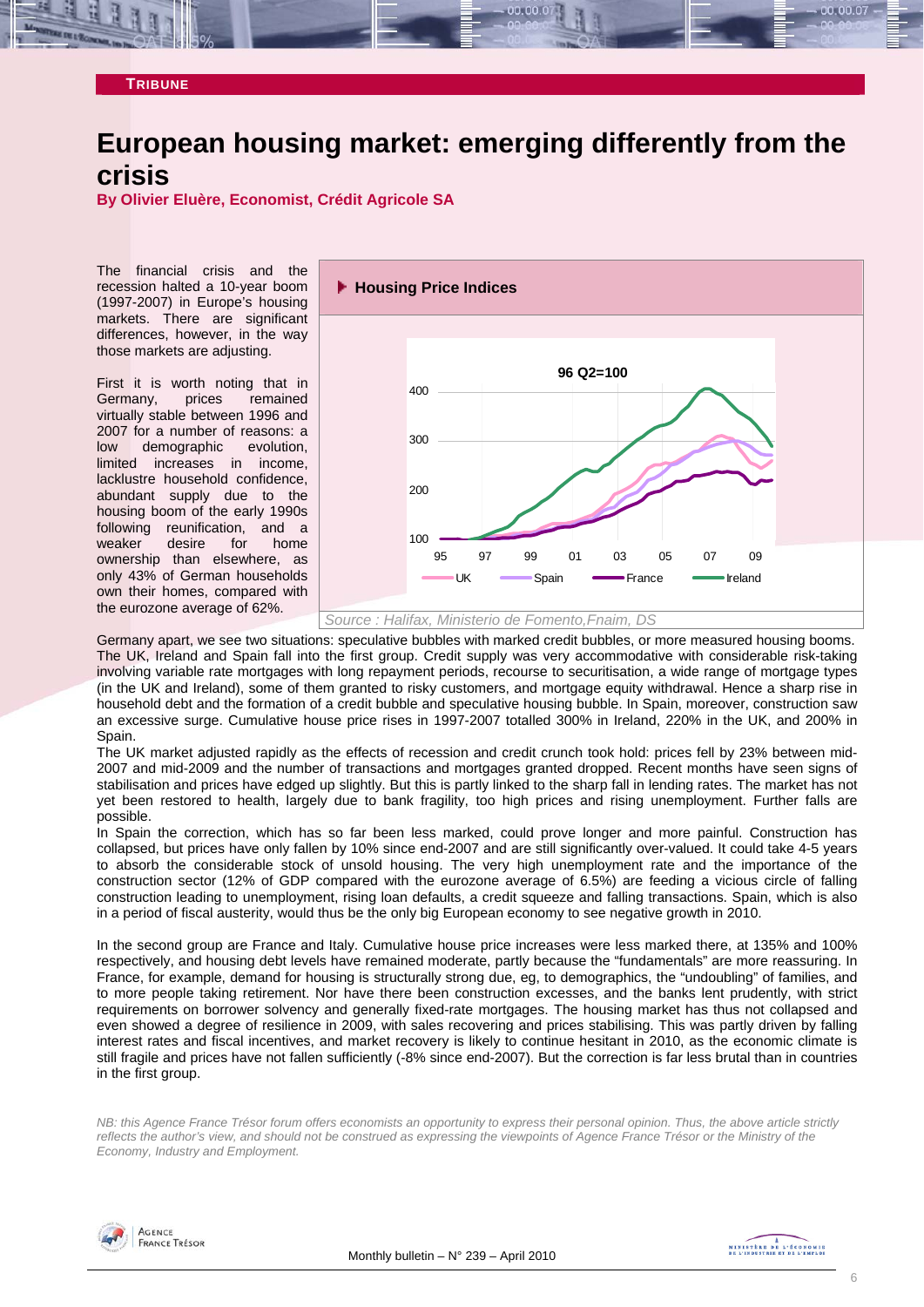TRIBUNE

# European housing market: emerging differently from the crisis

**By Olivier Eluère, Economist, Crédit Agricole SA**

The financial crisis and the recession halted a 10-year boom (1997-2007) in Europe's housing markets. There are significant differences, however, in the way those markets are adjusting.

First it is worth noting that in Germany, prices remained virtually stable between 1996 and 2007 for a number of reasons: a low demographic evolution, limited increases in income, lacklustre household confidence, abundant supply due to the housing boom of the early 1990s following reunification, and a weaker desire for home ownership than elsewhere, as only 43% of German households own their homes, compared with the eurozone average of 62%.

**Housing Price Indices**

96 Q2=100

UK, Spain, France, Ireland

*Source : Halifax, Ministerio de Fomento,Fnaim, DS*

Germany apart, we see two situations: speculative bubbles with marked credit bubbles, or more measured housing booms. The UK, Ireland and Spain fall into the first group. Credit supply was very accommodative with considerable risk-taking involving variable rate mortgages with long repayment periods, recourse to securitisation, a wide range of mortgage types (in the UK and Ireland), some of them granted to risky customers, and mortgage equity withdrawal. Hence a sharp rise in household debt and the formation of a credit bubble and speculative housing bubble. In Spain, moreover, construction saw an excessive surge. Cumulative house price rises in 1997-2007 totalled 300% in Ireland, 220% in the UK, and 200% in Spain.

The UK market adjusted rapidly as the effects of recession and credit crunch took hold: prices fell by 23% between mid-2007 and mid-2009 and the number of transactions and mortgages granted dropped. Recent months have seen signs of stabilisation and prices have edged up slightly. But this is partly linked to the sharp fall in lending rates. The market has not yet been restored to health, largely due to bank fragility, too high prices and rising unemployment. Further falls are possible.

In Spain the correction, which has so far been less marked, could prove longer and more painful. Construction has collapsed, but prices have only fallen by 10% since end-2007 and are still significantly over-valued. It could take 4-5 years to absorb the considerable stock of unsold housing. The very high unemployment rate and the importance of the construction sector (12% of GDP compared with the eurozone average of 6.5%) are feeding a vicious circle of falling construction leading to unemployment, rising loan defaults, a credit squeeze and falling transactions. Spain, which is also in a period of fiscal austerity, would thus be the only big European economy to see negative growth in 2010.

In the second group are France and Italy. Cumulative house price increases were less marked there, at 135% and 100% respectively, and housing debt levels have remained moderate, partly because the "fundamentals" are more reassuring. In France, for example, demand for housing is structurally strong due, eg, to demographics, the "undoubling" of families, and to more people taking retirement. Nor have there been construction excesses, and the banks lent prudently, with strict requirements on borrower solvency and generally fixed-rate mortgages. The housing market has thus not collapsed and even showed a degree of resilience in 2009, with sales recovering and prices stabilising. This was partly driven by falling interest rates and fiscal incentives, and market recovery is likely to continue hesitant in 2010, as the economic climate is still fragile and prices have not fallen sufficiently (-8% since end-2007). But the correction is far less brutal than in countries in the first group.

*NB: this Agence France Trésor forum offers economists an opportunity to express their personal opinion. Thus, the above article strictly reflects the author's view, and should not be construed as expressing the viewpoints of Agence France Trésor or the Ministry of the Economy, Industry and Employment.*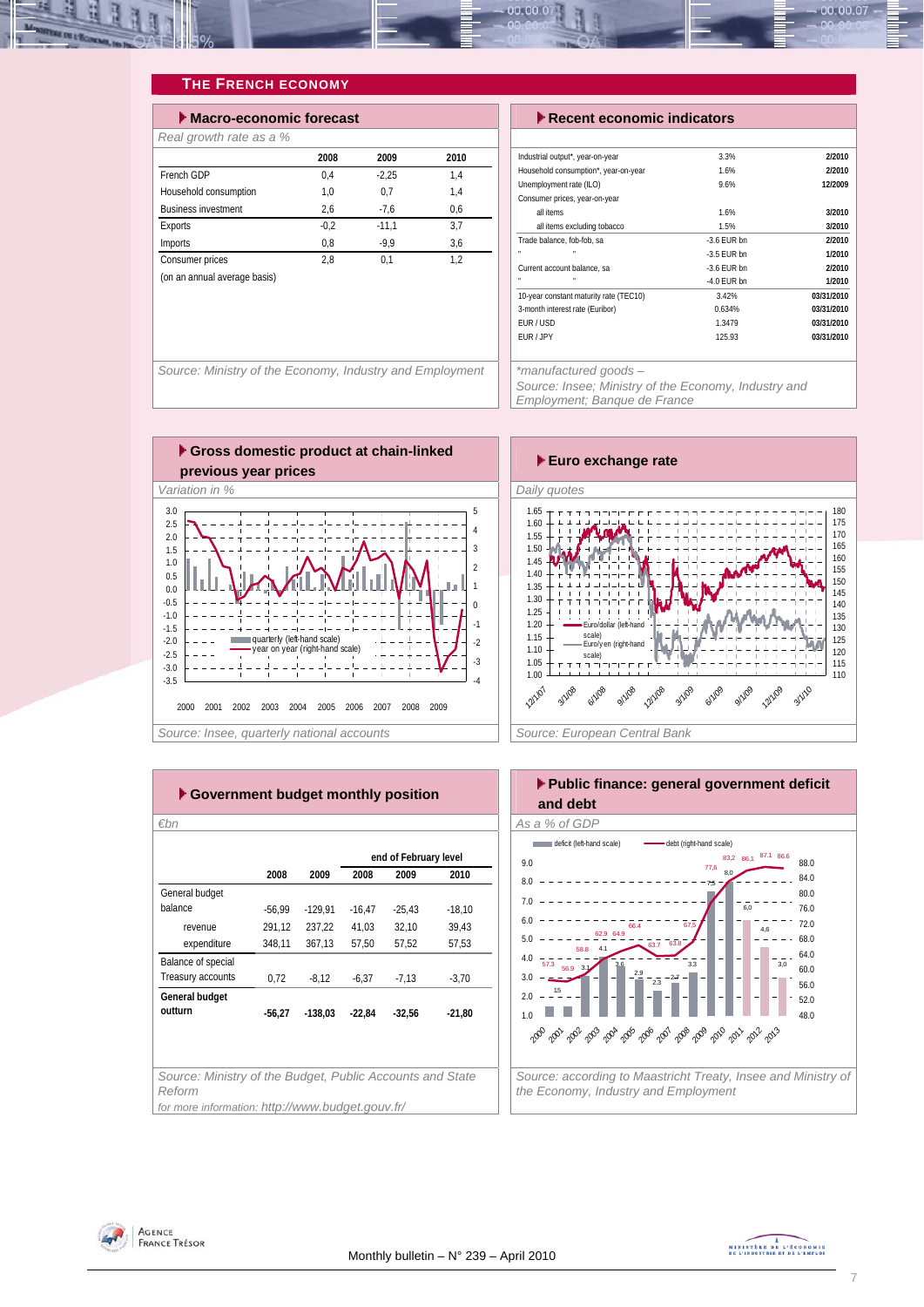## THE FRENCH ECONOMY

### Macro-economic forecast

*Real growth rate as a %*

| | 2008 | 2009 | 2010 |
|---|---|---|---|
| French GDP | 0,4 | -2,25 | 1,4 |
| Household consumption | 1,0 | 0,7 | 1,4 |
| Business investment | 2,6 | -7,6 | 0,6 |
| Exports | -0,2 | -11,1 | 3,7 |
| Imports | 0,8 | -9,9 | 3,6 |
| Consumer prices | 2,8 | 0,1 | 1,2 |
| (on an annual average basis) | | | |

*Source: Ministry of the Economy, Industry and Employment*

### Recent economic indicators

| | | |
|---|---|---|
| Industrial output*, year-on-year | 3.3% | 2/2010 |
| Household consumption*, year-on-year | 1.6% | 2/2010 |
| Unemployment rate (ILO) | 9.6% | 12/2009 |
| Consumer prices, year-on-year | | |
| all items | 1.6% | 3/2010 |
| all items excluding tobacco | 1.5% | 3/2010 |
| Trade balance, fob-fob, sa | -3.6 EUR bn | 2/2010 |
| " " | -3.5 EUR bn | 1/2010 |
| Current account balance, sa | -3.6 EUR bn | 2/2010 |
| " " | -4.0 EUR bn | 1/2010 |
| 10-year constant maturity rate (TEC10) | 3.42% | 03/31/2010 |
| 3-month interest rate (Euribor) | 0.634% | 03/31/2010 |
| EUR / USD | 1.3479 | 03/31/2010 |
| EUR / JPY | 125.93 | 03/31/2010 |

*manufactured goods –
*Source: Insee; Ministry of the Economy, Industry and Employment; Banque de France*

### Gross domestic product at chain-linked previous year prices

*Variation in %*

*Source: Insee, quarterly national accounts*

### Euro exchange rate

*Daily quotes*

*Source: European Central Bank*

### Government budget monthly position

*€bn*

| | | | end of February level | | |
|---|---|---|---|---|---|
| | 2008 | 2009 | 2008 | 2009 | 2010 |
| General budget balance | -56,99 | -129,91 | -16,47 | -25,43 | -18,10 |
| revenue | 291,12 | 237,22 | 41,03 | 32,10 | 39,43 |
| expenditure | 348,11 | 367,13 | 57,50 | 57,52 | 57,53 |
| Balance of special Treasury accounts | 0,72 | -8,12 | -6,37 | -7,13 | -3,70 |
| **General budget outturn** | **-56,27** | **-138,03** | **-22,84** | **-32,56** | **-21,80** |

*Source: Ministry of the Budget, Public Accounts and State Reform*
*for more information: http://www.budget.gouv.fr/*

### Public finance: general government deficit and debt

*As a % of GDP*

*Source: according to Maastricht Treaty, Insee and Ministry of the Economy, Industry and Employment*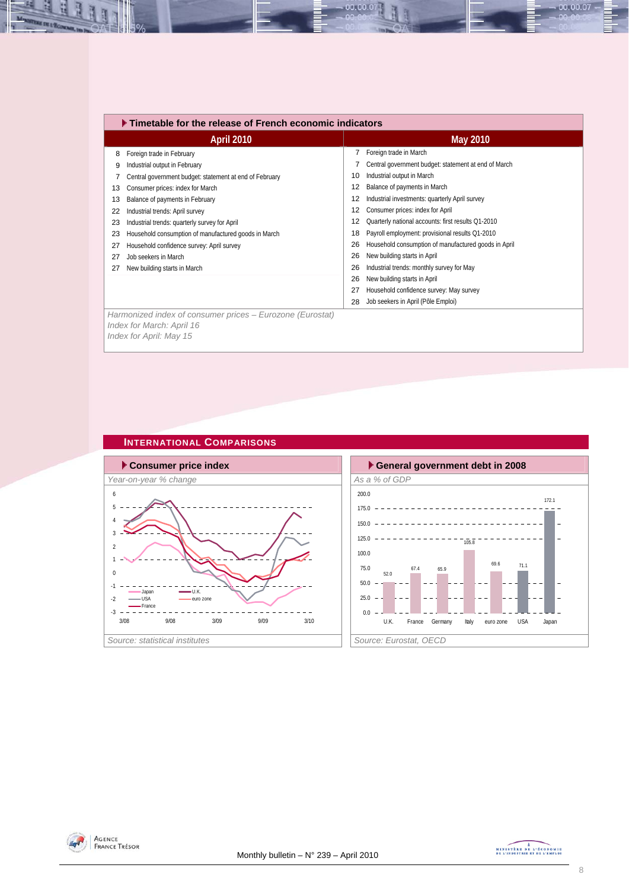## Timetable for the release of French economic indicators

| April 2010 | | May 2010 | |
|---|---|---|---|
| 8 | Foreign trade in February | 7 | Foreign trade in March |
| 9 | Industrial output in February | 7 | Central government budget: statement at end of March |
| 7 | Central government budget: statement at end of February | 10 | Industrial output in March |
| 13 | Consumer prices: index for March | 12 | Balance of payments in March |
| 13 | Balance of payments in February | 12 | Industrial investments: quarterly April survey |
| 22 | Industrial trends: April survey | 12 | Consumer prices: index for April |
| 23 | Industrial trends: quarterly survey for April | 12 | Quarterly national accounts: first results Q1-2010 |
| 23 | Household consumption of manufactured goods in March | 18 | Payroll employment: provisional results Q1-2010 |
| 27 | Household confidence survey: April survey | 26 | Household consumption of manufactured goods in April |
| 27 | Job seekers in March | 26 | New building starts in April |
| 27 | New building starts in March | 26 | Industrial trends: monthly survey for May |
| | | 26 | New building starts in April |
| | | 27 | Household confidence survey: May survey |
| | | 28 | Job seekers in April (Pôle Emploi) |

*Harmonized index of consumer prices – Eurozone (Eurostat)*
*Index for March: April 16*
*Index for April: May 15*

## INTERNATIONAL COMPARISONS

### Consumer price index

*Year-on-year % change*

*Source: statistical institutes*

### General government debt in 2008

*As a % of GDP*

| | U.K. | France | Germany | Italy | euro zone | USA | Japan |
|---|---|---|---|---|---|---|---|
| % of GDP | 52.0 | 67.4 | 65.9 | 105.8 | 69.6 | 71.1 | 172.1 |

*Source: Eurostat, OECD*

Monthly bulletin – N° 239 – April 2010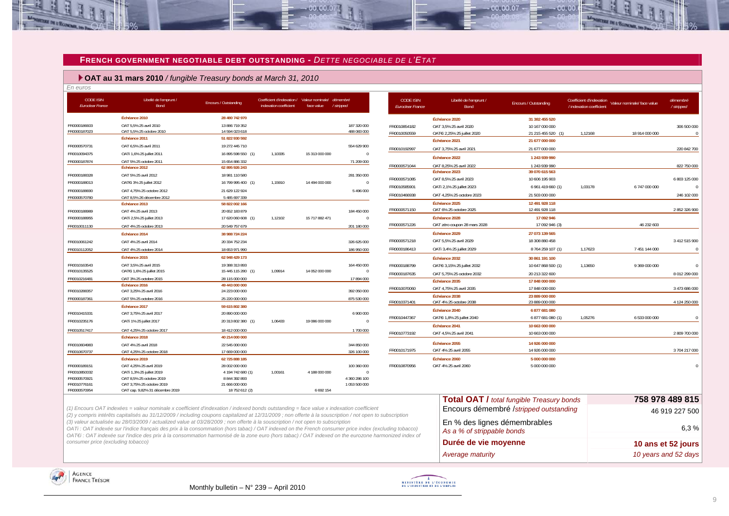## FRENCH GOVERNMENT NEGOTIABLE DEBT OUTSTANDING - *DETTE NEGOCIABLE DE L'ETAT*

### OAT au 31 mars 2010 */ fungible Treasury bonds at March 31, 2010*

*En euros*

| CODE ISIN / *Euroclear France* | Libellé de l'emprunt / *Bond* | Encours / *Outstanding* | Coefficient d'indexation / *indexation coefficient* | Valeur nominale/ *face value* | démembré / *stripped* |
|---|---|---|---|---|---|
| | **Échéance 2010** | **28 480 742 970** | | | |
| FR0000186603 | OAT 5,5% 25 avril 2010 | 13 886 719 352 | | | 187 320 000 |
| FR0000187023 | OAT 5,5% 25 octobre 2010 | 14 594 023 618 | | | 488 083 000 |
| | **Échéance 2011** | **51 822 930 592** | | | |
| FR0000570731 | OAT 6,5% 25 avril 2011 | 19 272 445 710 | | | 554 629 900 |
| FR0010094375 | OATi 1,6% 25 juillet 2011 | 16 895 598 550 (1) | 1,10335 | 15 313 000 000 | 0 |
| FR0000187874 | OAT 5% 25 octobre 2011 | 15 654 886 332 | | | 71 209 000 |
| | **Échéance 2012** | **62 895 926 243** | | | |
| FR0000188328 | OAT 5% 25 avril 2012 | 18 981 110 580 | | | 281 350 000 |
| FR0000188013 | OAT€i 3% 25 juillet 2012 | 16 799 995 400 (1) | 1,15910 | 14 494 000 000 | 0 |
| FR0000188690 | OAT 4,75% 25 octobre 2012 | 21 629 122 924 | | | 5 496 000 |
| FR0000570780 | OAT 8,5% 26 décembre 2012 | 5 485 697 339 | | | |
| | **Échéance 2013** | **58 822 002 166** | | | |
| FR0000188989 | OAT 4% 25 avril 2013 | 20 652 183 879 | | | 184 450 000 |
| FR0000188955 | OATi 2,5% 25 juillet 2013 | 17 620 060 608 (1) | 1,12102 | 15 717 882 471 | 0 |
| FR0010011130 | OAT 4% 25 octobre 2013 | 20 549 757 679 | | | 201 180 000 |
| | **Échéance 2014** | **38 988 724 224** | | | |
| FR0010061242 | OAT 4% 25 avril 2014 | 20 334 752 234 | | | 326 625 000 |
| FR0010112052 | OAT 4% 25 octobre 2014 | 18 653 971 990 | | | 186 950 000 |
| | **Échéance 2015** | **62 948 429 173** | | | |
| FR0010163543 | OAT 3,5% 25 avril 2015 | 19 388 313 893 | | | 164 450 000 |
| FR0010135525 | OAT€i 1,6% 25 juillet 2015 | 15 445 115 280 (1) | 1,09914 | 14 052 000 000 | 0 |
| FR0010216481 | OAT 3% 25 octobre 2015 | 28 115 000 000 | | | 17 894 000 |
| | **Échéance 2016** | **49 443 000 000** | | | |
| FR0010288357 | OAT 3,25% 25 avril 2016 | 24 223 000 000 | | | 392 050 000 |
| FR0000187361 | OAT 5% 25 octobre 2016 | 25 220 000 000 | | | 875 530 000 |
| | **Échéance 2017** | **59 615 802 380** | | | |
| FR0010415331 | OAT 3,75% 25 avril 2017 | 20 890 000 000 | | | 6 900 000 |
| FR0010235176 | OATi 1% 25 juillet 2017 | 20 313 802 380 (1) | 1,06433 | 19 086 000 000 | 0 |
| FR0010517417 | OAT 4,25% 25 octobre 2017 | 18 412 000 000 | | | 1 700 000 |
| | **Échéance 2018** | **40 214 000 000** | | | |
| FR0010604983 | OAT 4% 25 avril 2018 | 22 545 000 000 | | | 344 850 000 |
| FR0010670737 | OAT 4,25% 25 octobre 2018 | 17 669 000 000 | | | 326 100 000 |
| | **Échéance 2019** | **62 725 888 185** | | | |
| FR0000189151 | OAT 4,25% 25 avril 2019 | 28 002 000 000 | | | 100 360 000 |
| FR0010850032 | OATi 1,3% 25 juillet 2019 | 4 194 742 680 (1) | 1,00161 | 4 188 000 000 | 0 |
| FR0000570921 | OAT 8,5% 25 octobre 2019 | 8 844 392 893 | | | 4 360 296 100 |
| FR0010776161 | OAT 3,75% 25 octobre 2019 | 21 666 000 000 | | | 1 053 500 000 |
| FR0000570954 | OAT cap. 9,82% 31 décembre 2019 | 18 752 612 (2) | | 6 692 154 | |
| | **Échéance 2020** | **31 382 455 520** | | | |
| FR0010854182 | OAT 3,5% 25 avril 2020 | 10 167 000 000 | | | 306 500 000 |
| FR0010050559 | OAT€i 2,25% 25 juillet 2020 | 21 215 455 520 (1) | 1,12168 | 18 914 000 000 | 0 |
| | **Échéance 2021** | **21 677 000 000** | | | |
| FR0010192997 | OAT 3,75% 25 avril 2021 | 21 677 000 000 | | | 220 842 700 |
| | **Échéance 2022** | **1 243 939 990** | | | |
| FR0000571044 | OAT 8,25% 25 avril 2022 | 1 243 939 990 | | | 822 750 000 |
| | **Échéance 2023** | **39 070 615 563** | | | |
| FR0000571085 | OAT 8,5% 25 avril 2023 | 10 606 195 903 | | | 6 803 125 000 |
| FR0010585901 | OATi 2,1% 25 juillet 2023 | 6 961 419 660 (1) | 1,03178 | 6 747 000 000 | 0 |
| FR0010466938 | OAT 4,25% 25 octobre 2023 | 21 503 000 000 | | | 246 102 000 |
| | **Échéance 2025** | **12 491 928 118** | | | |
| FR0000571150 | OAT 6% 25 octobre 2025 | 12 491 928 118 | | | 2 852 326 900 |
| | **Échéance 2028** | **17 092 946** | | | |
| FR0000571226 | OAT zéro coupon 28 mars 2028 | 17 092 946 (3) | | 46 232 603 | |
| | **Échéance 2029** | **27 073 139 565** | | | |
| FR0000571218 | OAT 5,5% 25 avril 2029 | 18 308 880 458 | | | 3 412 515 900 |
| FR0000186413 | OATi 3,4% 25 juillet 2029 | 8 764 259 107 (1) | 1,17623 | 7 451 144 000 | 0 |
| | **Échéance 2032** | **30 861 191 100** | | | |
| FR0000188799 | OAT€i 3,15% 25 juillet 2032 | 10 647 868 500 (1) | 1,13650 | 9 369 000 000 | 0 |
| FR0000187635 | OAT 5,75% 25 octobre 2032 | 20 213 322 600 | | | 8 012 299 000 |
| | **Échéance 2035** | **17 848 000 000** | | | |
| FR0010070060 | OAT 4,75% 25 avril 2035 | 17 848 000 000 | | | 3 473 686 000 |
| | **Échéance 2038** | **23 889 000 000** | | | |
| FR0010371401 | OAT 4% 25 octobre 2038 | 23 889 000 000 | | | 4 124 250 000 |
| | **Échéance 2040** | **6 877 681 080** | | | |
| FR0010447367 | OAT€i 1,8% 25 juillet 2040 | 6 877 681 080 (1) | 1,05276 | 6 533 000 000 | 0 |
| | **Échéance 2041** | **10 663 000 000** | | | |
| FR0010773192 | OAT 4,5% 25 avril 2041 | 10 663 000 000 | | | 2 809 700 000 |
| | **Échéance 2055** | **14 926 000 000** | | | |
| FR0010171975 | OAT 4% 25 avril 2055 | 14 926 000 000 | | | 3 704 217 000 |
| | **Échéance 2060** | **5 000 000 000** | | | |
| FR0010870956 | OAT 4% 25 avril 2060 | 5 000 000 000 | | | 0 |

| | |
|---|---|
| **Total OAT /** *total fungible Treasury bonds* | **758 978 489 815** |
| Encours démembré /*stripped outstanding* | 46 919 227 500 |
| En % des lignes démembrables / *As a % of strippable bonds* | 6,3 % |
| **Durée de vie moyenne** | **10 ans et 52 jours** |
| *Average maturity* | *10 years and 52 days* |

*(1) Encours OAT indexées = valeur nominale x coefficient d'indexation / indexed bonds outstanding = face value x indexation coefficient*

*(2) y compris intérêts capitalisés au 31/12/2009 / including coupons capitalized at 12/31/2009 ; non offerte à la souscription / not open to subscription*

*(3) valeur actualisée au 28/03/2009 / actualized value at 03/28/2009 ; non offerte à la souscription / not open to subscription*

*OATi : OAT indexée sur l'indice français des prix à la consommation (hors tabac) / OAT indexed on the French consumer price index (excluding tobacco)*

*OAT€i : OAT indexée sur l'indice des prix à la consommation harmonisé de la zone euro (hors tabac) / OAT indexed on the eurozone harmonized index of consumer price (excluding tobacco)*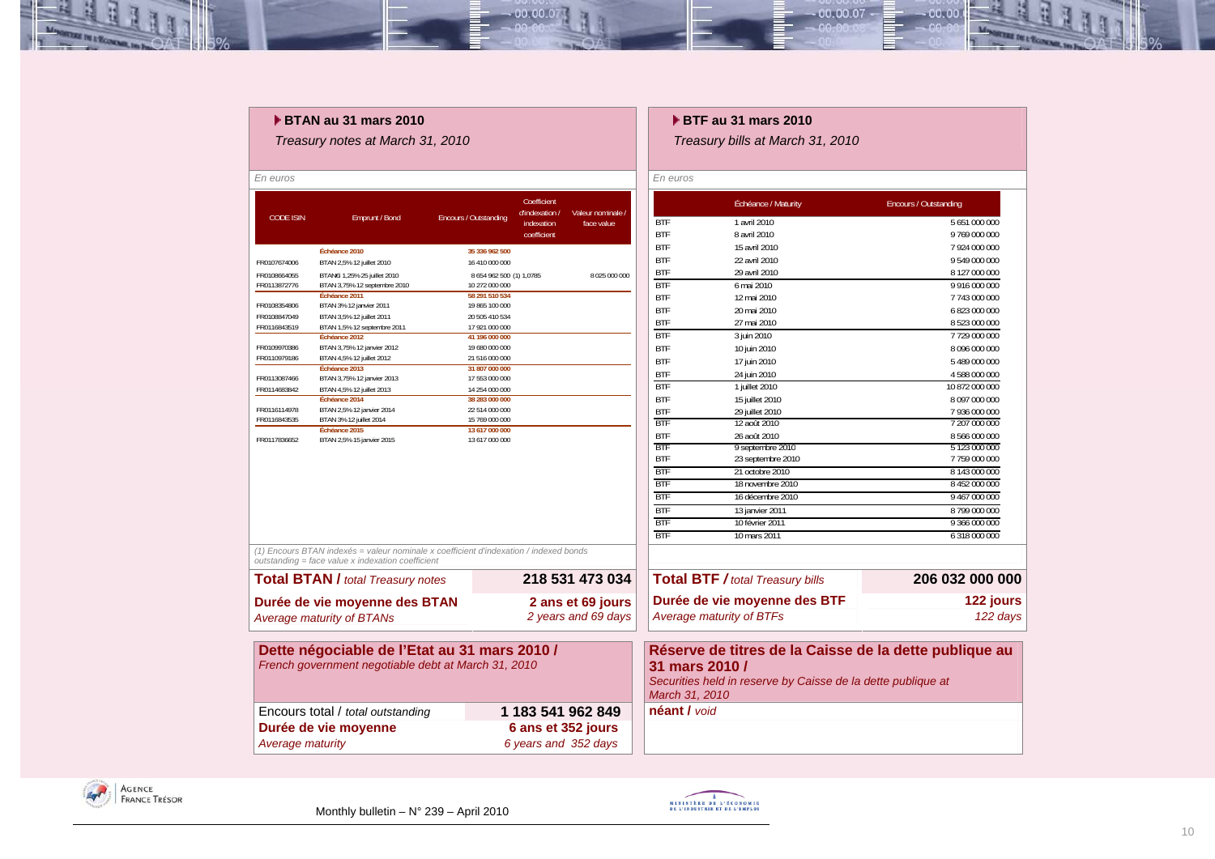## BTAN au 31 mars 2010

*Treasury notes at March 31, 2010*

*En euros*

| CODE ISIN | Emprunt / Bond | Encours / Outstanding | Coefficient d'indexation / indexation coefficient | Valeur nominale / face value |
|---|---|---|---|---|
| | **Échéance 2010** | **35 336 962 500** | | |
| FR0107674006 | BTAN 2,5% 12 juillet 2010 | 16 410 000 000 | | |
| FR0108664055 | BTAN€i 1,25% 25 juillet 2010 | 8 654 962 500 (1) | 1,0785 | 8 025 000 000 |
| FR0113872776 | BTAN 3,75% 12 septembre 2010 | 10 272 000 000 | | |
| | **Échéance 2011** | **58 291 510 534** | | |
| FR0108354806 | BTAN 3% 12 janvier 2011 | 19 865 100 000 | | |
| FR0108847049 | BTAN 3,5% 12 juillet 2011 | 20 505 410 534 | | |
| FR0116843519 | BTAN 1,5% 12 septembre 2011 | 17 921 000 000 | | |
| | **Échéance 2012** | **41 196 000 000** | | |
| FR0109970386 | BTAN 3,75% 12 janvier 2012 | 19 680 000 000 | | |
| FR0110979186 | BTAN 4,5% 12 juillet 2012 | 21 516 000 000 | | |
| | **Échéance 2013** | **31 807 000 000** | | |
| FR0113087466 | BTAN 3,75% 12 janvier 2013 | 17 553 000 000 | | |
| FR0114683842 | BTAN 4,5% 12 juillet 2013 | 14 254 000 000 | | |
| | **Échéance 2014** | **38 283 000 000** | | |
| FR0116114978 | BTAN 2,5% 12 janvier 2014 | 22 514 000 000 | | |
| FR0116843535 | BTAN 3% 12 juillet 2014 | 15 769 000 000 | | |
| | **Échéance 2015** | **13 617 000 000** | | |
| FR0117836652 | BTAN 2,5% 15 janvier 2015 | 13 617 000 000 | | |

*(1) Encours BTAN indexés = valeur nominale x coefficient d'indexation / indexed bonds outstanding = face value x indexation coefficient*

| | |
|---|---|
| **Total BTAN /** *total Treasury notes* | **218 531 473 034** |
| **Durée de vie moyenne des BTAN** *Average maturity of BTANs* | **2 ans et 69 jours** *2 years and 69 days* |

## BTF au 31 mars 2010

*Treasury bills at March 31, 2010*

*En euros*

| | Échéance / Maturity | Encours / Outstanding |
|---|---|---|
| BTF | 1 avril 2010 | 5 651 000 000 |
| BTF | 8 avril 2010 | 9 769 000 000 |
| BTF | 15 avril 2010 | 7 924 000 000 |
| BTF | 22 avril 2010 | 9 549 000 000 |
| BTF | 29 avril 2010 | 8 127 000 000 |
| BTF | 6 mai 2010 | 9 916 000 000 |
| BTF | 12 mai 2010 | 7 743 000 000 |
| BTF | 20 mai 2010 | 6 823 000 000 |
| BTF | 27 mai 2010 | 8 523 000 000 |
| BTF | 3 juin 2010 | 7 729 000 000 |
| BTF | 10 juin 2010 | 8 096 000 000 |
| BTF | 17 juin 2010 | 5 489 000 000 |
| BTF | 24 juin 2010 | 4 588 000 000 |
| BTF | 1 juillet 2010 | 10 872 000 000 |
| BTF | 15 juillet 2010 | 8 097 000 000 |
| BTF | 29 juillet 2010 | 7 936 000 000 |
| BTF | 12 août 2010 | 7 207 000 000 |
| BTF | 26 août 2010 | 8 566 000 000 |
| BTF | 9 septembre 2010 | 5 123 000 000 |
| BTF | 23 septembre 2010 | 7 759 000 000 |
| BTF | 21 octobre 2010 | 8 143 000 000 |
| BTF | 18 novembre 2010 | 8 452 000 000 |
| BTF | 16 décembre 2010 | 9 467 000 000 |
| BTF | 13 janvier 2011 | 8 799 000 000 |
| BTF | 10 février 2011 | 9 366 000 000 |
| BTF | 10 mars 2011 | 6 318 000 000 |

| | |
|---|---|
| **Total BTF /** *total Treasury bills* | **206 032 000 000** |
| **Durée de vie moyenne des BTF** *Average maturity of BTFs* | **122 jours** *122 days* |

## Dette négociable de l'Etat au 31 mars 2010 /

*French government negotiable debt at March 31, 2010*

| | |
|---|---|
| Encours total / *total outstanding* | **1 183 541 962 849** |
| **Durée de vie moyenne** *Average maturity* | **6 ans et 352 jours** *6 years and 352 days* |

## Réserve de titres de la Caisse de la dette publique au 31 mars 2010 /

*Securities held in reserve by Caisse de la dette publique at March 31, 2010*

**néant /** *void*

Monthly bulletin – N° 239 – April 2010